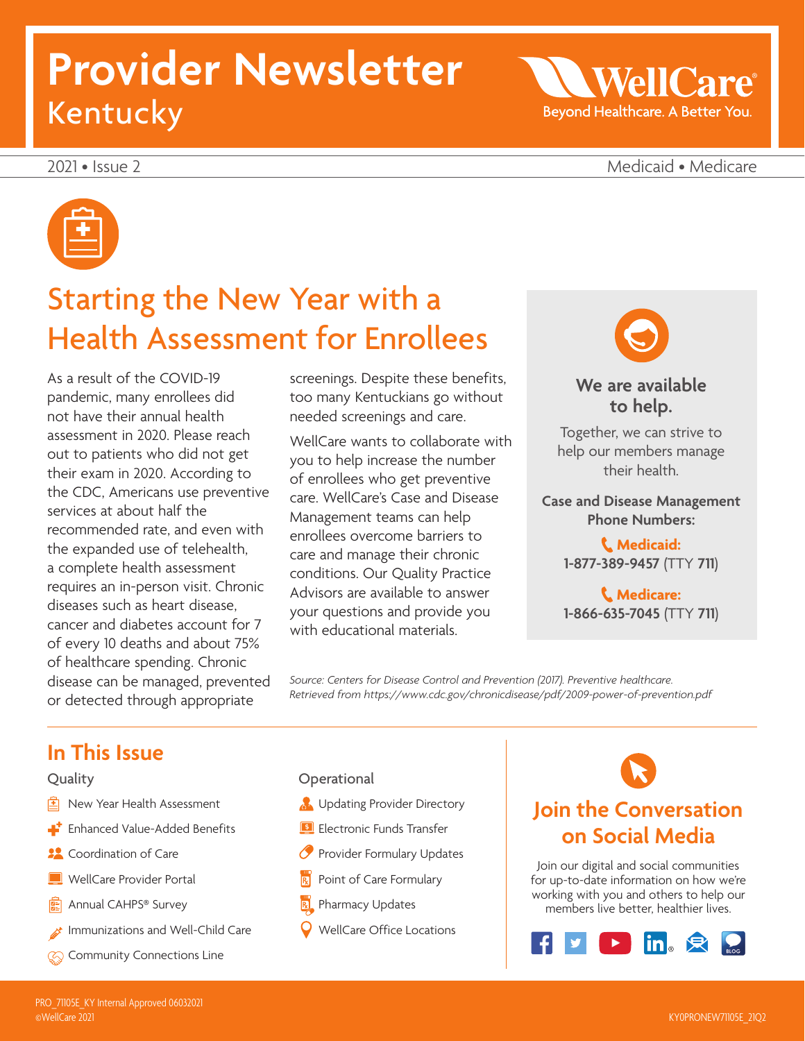# Provider Newsletter

Kentucky

WellCare — Beyond Healthcare. A Better You.

2021 • Issue 2 — Medicaid • Medicare

## Starting the New Year with a Health Assessment for Enrollees

As a result of the COVID-19 pandemic, many enrollees did not have their annual health assessment in 2020. Please reach out to patients who did not get their exam in 2020. According to the CDC, Americans use preventive services at about half the recommended rate, and even with the expanded use of telehealth, a complete health assessment requires an in-person visit. Chronic diseases such as heart disease, cancer and diabetes account for 7 of every 10 deaths and about 75% of healthcare spending. Chronic disease can be managed, prevented or detected through appropriate screenings. Despite these benefits, too many Kentuckians go without needed screenings and care.

WellCare wants to collaborate with you to help increase the number of enrollees who get preventive care. WellCare's Case and Disease Management teams can help enrollees overcome barriers to care and manage their chronic conditions. Our Quality Practice Advisors are available to answer your questions and provide you with educational materials.

*Source: Centers for Disease Control and Prevention (2017). Preventive healthcare. Retrieved from https://www.cdc.gov/chronicdisease/pdf/2009-power-of-prevention.pdf*

### We are available to help.

Together, we can strive to help our members manage their health.

**Case and Disease Management Phone Numbers:**

**Medicaid:**
**1-877-389-9457** (TTY **711**)

**Medicare:**
**1-866-635-7045** (TTY **711**)

## In This Issue

**Quality**

- New Year Health Assessment
- Enhanced Value-Added Benefits
- Coordination of Care
- WellCare Provider Portal
- Annual CAHPS® Survey
- Immunizations and Well-Child Care
- Community Connections Line

**Operational**

- Updating Provider Directory
- Electronic Funds Transfer
- Provider Formulary Updates
- Point of Care Formulary
- Pharmacy Updates
- WellCare Office Locations

## Join the Conversation on Social Media

Join our digital and social communities for up-to-date information on how we're working with you and others to help our members live better, healthier lives.

PRO_71105E_KY Internal Approved 06032021
©WellCare 2021

KY0PRONEW71105E_21Q2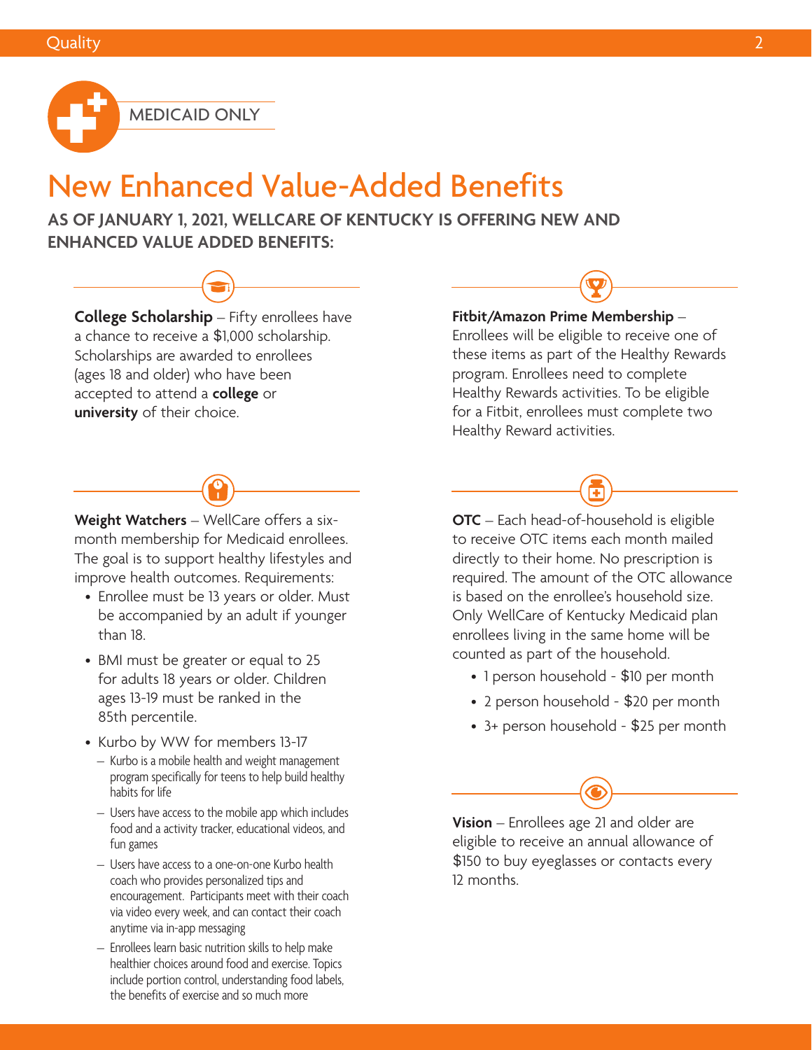MEDICAID ONLY

# New Enhanced Value-Added Benefits

**AS OF JANUARY 1, 2021, WELLCARE OF KENTUCKY IS OFFERING NEW AND ENHANCED VALUE ADDED BENEFITS:**

**College Scholarship** – Fifty enrollees have a chance to receive a $1,000 scholarship. Scholarships are awarded to enrollees (ages 18 and older) who have been accepted to attend a **college** or **university** of their choice.

**Weight Watchers** – WellCare offers a six-month membership for Medicaid enrollees. The goal is to support healthy lifestyles and improve health outcomes. Requirements:

- Enrollee must be 13 years or older. Must be accompanied by an adult if younger than 18.
- BMI must be greater or equal to 25 for adults 18 years or older. Children ages 13-19 must be ranked in the 85th percentile.
- Kurbo by WW for members 13-17
  - Kurbo is a mobile health and weight management program specifically for teens to help build healthy habits for life
  - Users have access to the mobile app which includes food and a activity tracker, educational videos, and fun games
  - Users have access to a one-on-one Kurbo health coach who provides personalized tips and encouragement. Participants meet with their coach via video every week, and can contact their coach anytime via in-app messaging
  - Enrollees learn basic nutrition skills to help make healthier choices around food and exercise. Topics include portion control, understanding food labels, the benefits of exercise and so much more

**Fitbit/Amazon Prime Membership** – Enrollees will be eligible to receive one of these items as part of the Healthy Rewards program. Enrollees need to complete Healthy Rewards activities. To be eligible for a Fitbit, enrollees must complete two Healthy Reward activities.

**OTC** – Each head-of-household is eligible to receive OTC items each month mailed directly to their home. No prescription is required. The amount of the OTC allowance is based on the enrollee's household size. Only WellCare of Kentucky Medicaid plan enrollees living in the same home will be counted as part of the household.

- 1 person household - $10 per month
- 2 person household - $20 per month
- 3+ person household - $25 per month

**Vision** – Enrollees age 21 and older are eligible to receive an annual allowance of $150 to buy eyeglasses or contacts every 12 months.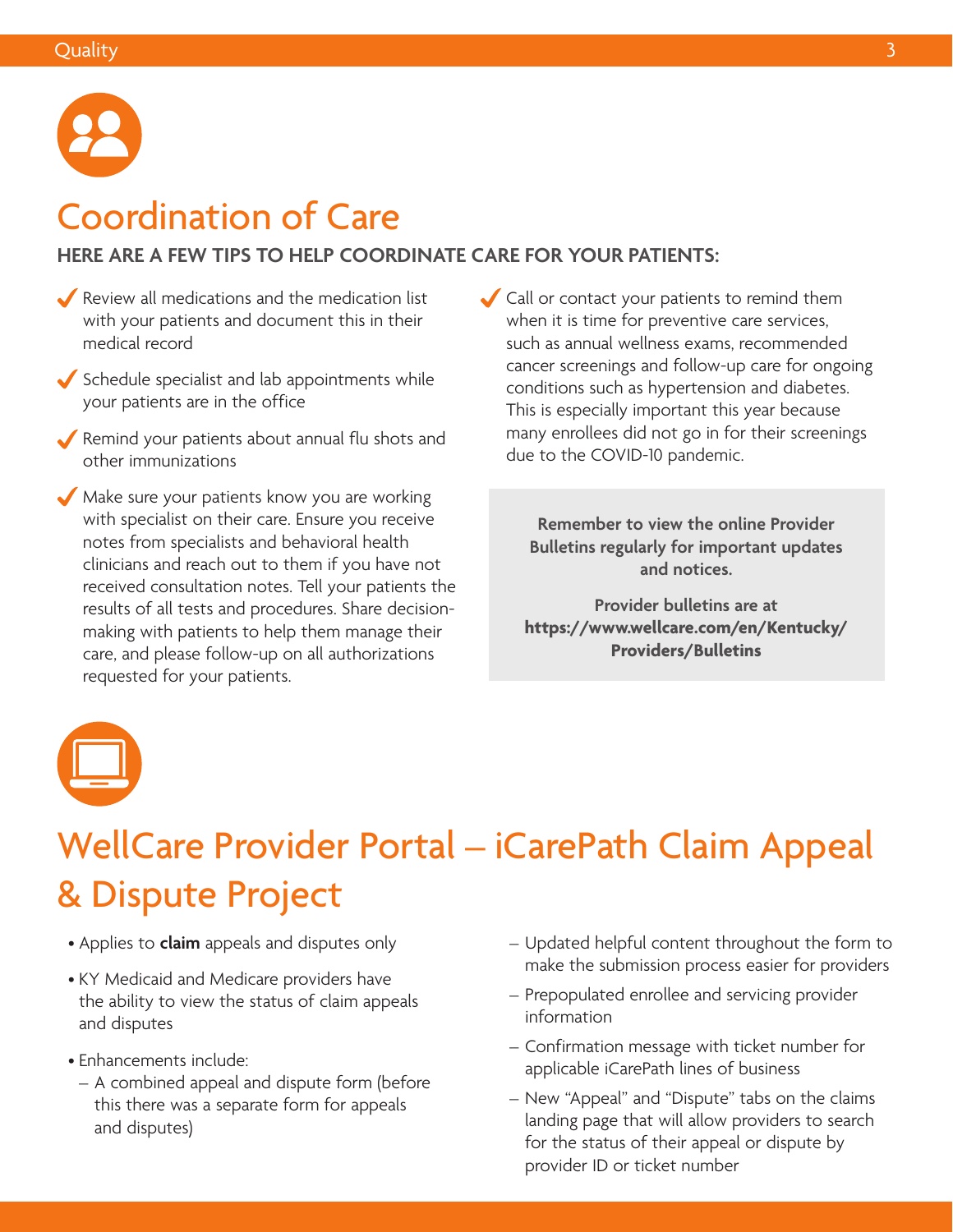# Coordination of Care

**HERE ARE A FEW TIPS TO HELP COORDINATE CARE FOR YOUR PATIENTS:**

- ✔ Review all medications and the medication list with your patients and document this in their medical record
- ✔ Schedule specialist and lab appointments while your patients are in the office
- ✔ Remind your patients about annual flu shots and other immunizations
- ✔ Make sure your patients know you are working with specialist on their care. Ensure you receive notes from specialists and behavioral health clinicians and reach out to them if you have not received consultation notes. Tell your patients the results of all tests and procedures. Share decision-making with patients to help them manage their care, and please follow-up on all authorizations requested for your patients.
- ✔ Call or contact your patients to remind them when it is time for preventive care services, such as annual wellness exams, recommended cancer screenings and follow-up care for ongoing conditions such as hypertension and diabetes. This is especially important this year because many enrollees did not go in for their screenings due to the COVID-10 pandemic.

**Remember to view the online Provider Bulletins regularly for important updates and notices.**

**Provider bulletins are at https://www.wellcare.com/en/Kentucky/Providers/Bulletins**

# WellCare Provider Portal – iCarePath Claim Appeal & Dispute Project

- Applies to **claim** appeals and disputes only
- KY Medicaid and Medicare providers have the ability to view the status of claim appeals and disputes
- Enhancements include:
  - A combined appeal and dispute form (before this there was a separate form for appeals and disputes)
  - Updated helpful content throughout the form to make the submission process easier for providers
  - Prepopulated enrollee and servicing provider information
  - Confirmation message with ticket number for applicable iCarePath lines of business
  - New "Appeal" and "Dispute" tabs on the claims landing page that will allow providers to search for the status of their appeal or dispute by provider ID or ticket number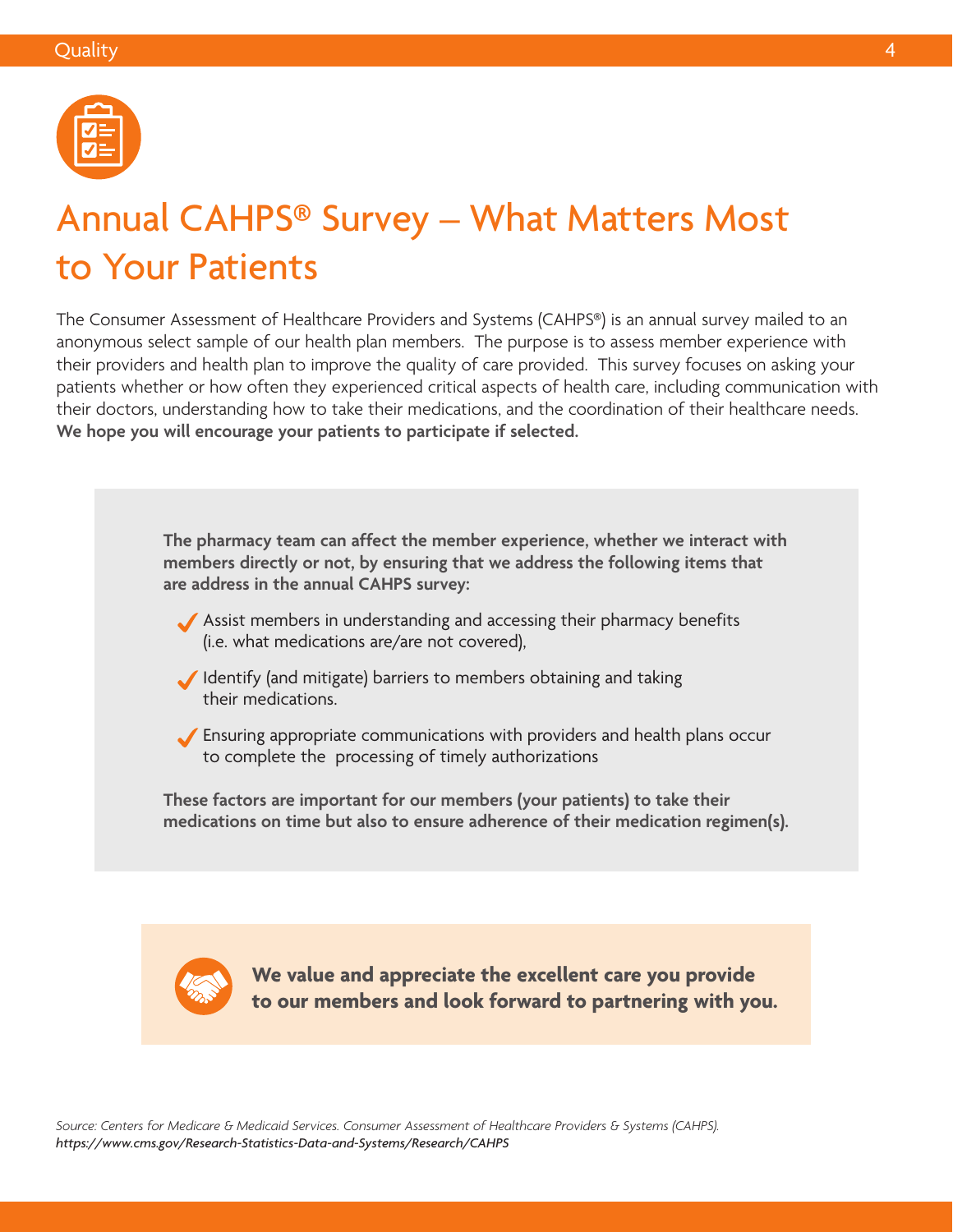# Annual CAHPS® Survey – What Matters Most to Your Patients

The Consumer Assessment of Healthcare Providers and Systems (CAHPS®) is an annual survey mailed to an anonymous select sample of our health plan members. The purpose is to assess member experience with their providers and health plan to improve the quality of care provided. This survey focuses on asking your patients whether or how often they experienced critical aspects of health care, including communication with their doctors, understanding how to take their medications, and the coordination of their healthcare needs. **We hope you will encourage your patients to participate if selected.**

**The pharmacy team can affect the member experience, whether we interact with members directly or not, by ensuring that we address the following items that are address in the annual CAHPS survey:**

- ✓ Assist members in understanding and accessing their pharmacy benefits (i.e. what medications are/are not covered),
- ✓ Identify (and mitigate) barriers to members obtaining and taking their medications.
- ✓ Ensuring appropriate communications with providers and health plans occur to complete the processing of timely authorizations

**These factors are important for our members (your patients) to take their medications on time but also to ensure adherence of their medication regimen(s).**

**We value and appreciate the excellent care you provide to our members and look forward to partnering with you.**

*Source: Centers for Medicare & Medicaid Services. Consumer Assessment of Healthcare Providers & Systems (CAHPS).* ***https://www.cms.gov/Research-Statistics-Data-and-Systems/Research/CAHPS***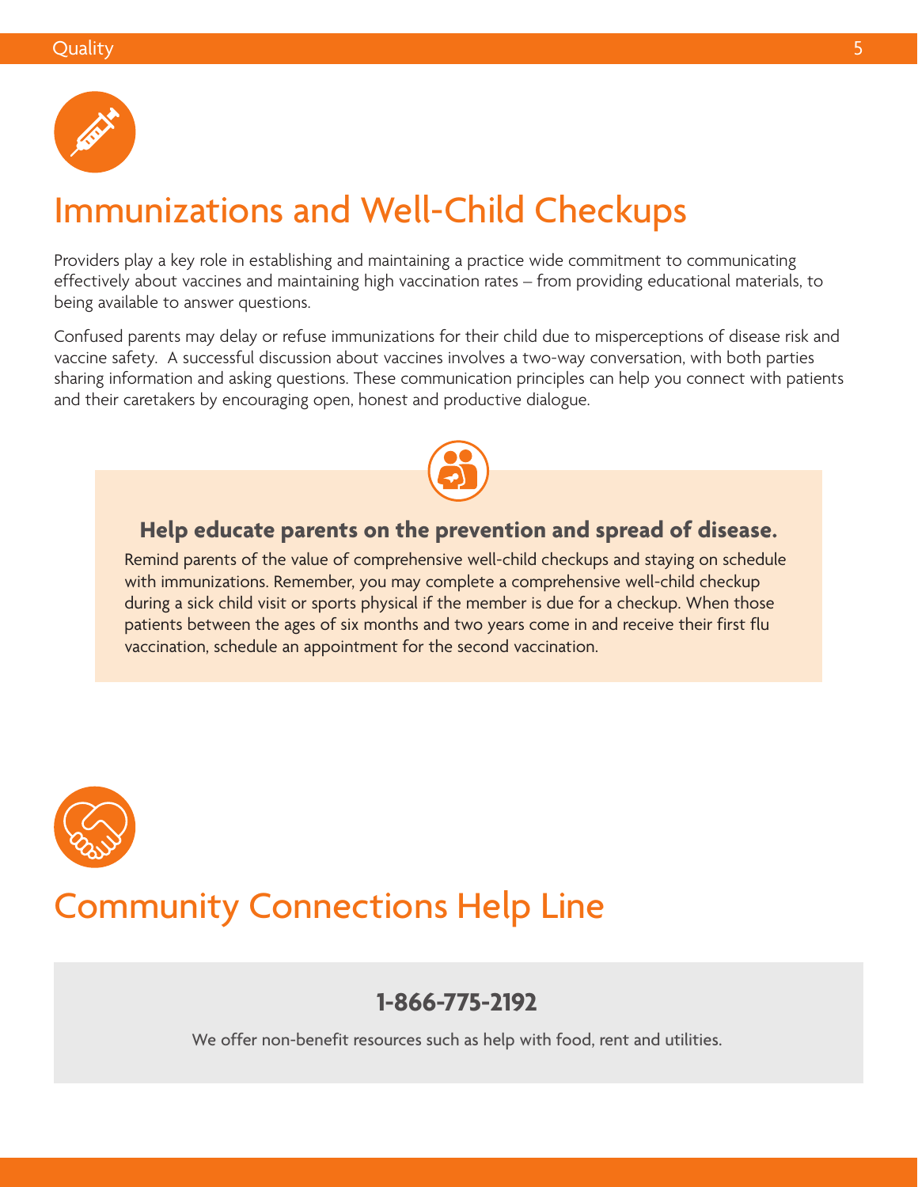# Immunizations and Well-Child Checkups

Providers play a key role in establishing and maintaining a practice wide commitment to communicating effectively about vaccines and maintaining high vaccination rates – from providing educational materials, to being available to answer questions.

Confused parents may delay or refuse immunizations for their child due to misperceptions of disease risk and vaccine safety. A successful discussion about vaccines involves a two-way conversation, with both parties sharing information and asking questions. These communication principles can help you connect with patients and their caretakers by encouraging open, honest and productive dialogue.

### Help educate parents on the prevention and spread of disease.

Remind parents of the value of comprehensive well-child checkups and staying on schedule with immunizations. Remember, you may complete a comprehensive well-child checkup during a sick child visit or sports physical if the member is due for a checkup. When those patients between the ages of six months and two years come in and receive their first flu vaccination, schedule an appointment for the second vaccination.

# Community Connections Help Line

**1-866-775-2192**

We offer non-benefit resources such as help with food, rent and utilities.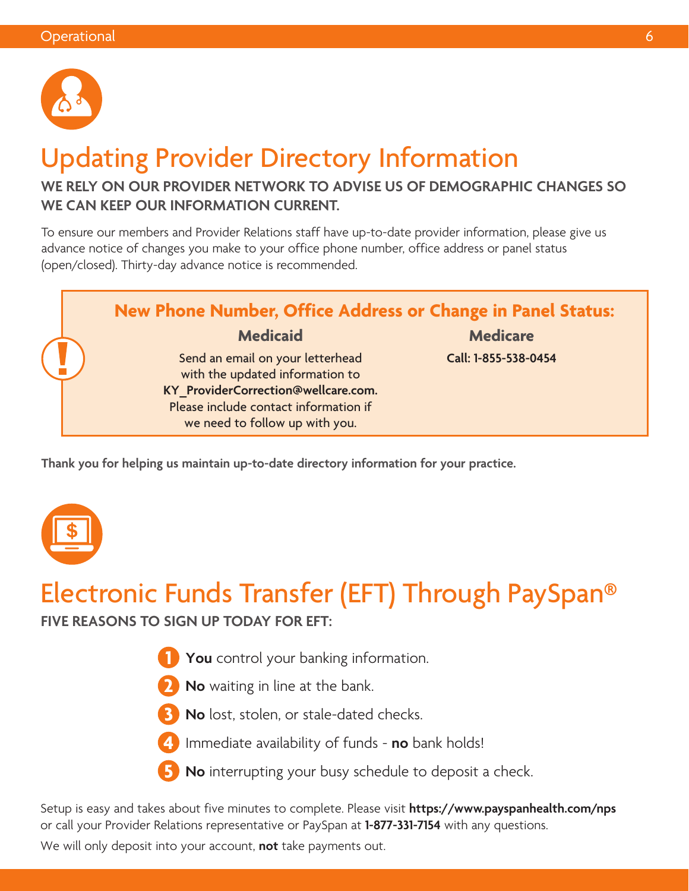## Updating Provider Directory Information

**WE RELY ON OUR PROVIDER NETWORK TO ADVISE US OF DEMOGRAPHIC CHANGES SO WE CAN KEEP OUR INFORMATION CURRENT.**

To ensure our members and Provider Relations staff have up-to-date provider information, please give us advance notice of changes you make to your office phone number, office address or panel status (open/closed). Thirty-day advance notice is recommended.

### New Phone Number, Office Address or Change in Panel Status:

| Medicaid | Medicare |
| --- | --- |
| Send an email on your letterhead with the updated information to **KY_ProviderCorrection@wellcare.com.** Please include contact information if we need to follow up with you. | **Call: 1-855-538-0454** |

**Thank you for helping us maintain up-to-date directory information for your practice.**

## Electronic Funds Transfer (EFT) Through PaySpan®

**FIVE REASONS TO SIGN UP TODAY FOR EFT:**

1. **You** control your banking information.
2. **No** waiting in line at the bank.
3. **No** lost, stolen, or stale-dated checks.
4. Immediate availability of funds - **no** bank holds!
5. **No** interrupting your busy schedule to deposit a check.

Setup is easy and takes about five minutes to complete. Please visit **https://www.payspanhealth.com/nps** or call your Provider Relations representative or PaySpan at **1-877-331-7154** with any questions.

We will only deposit into your account, **not** take payments out.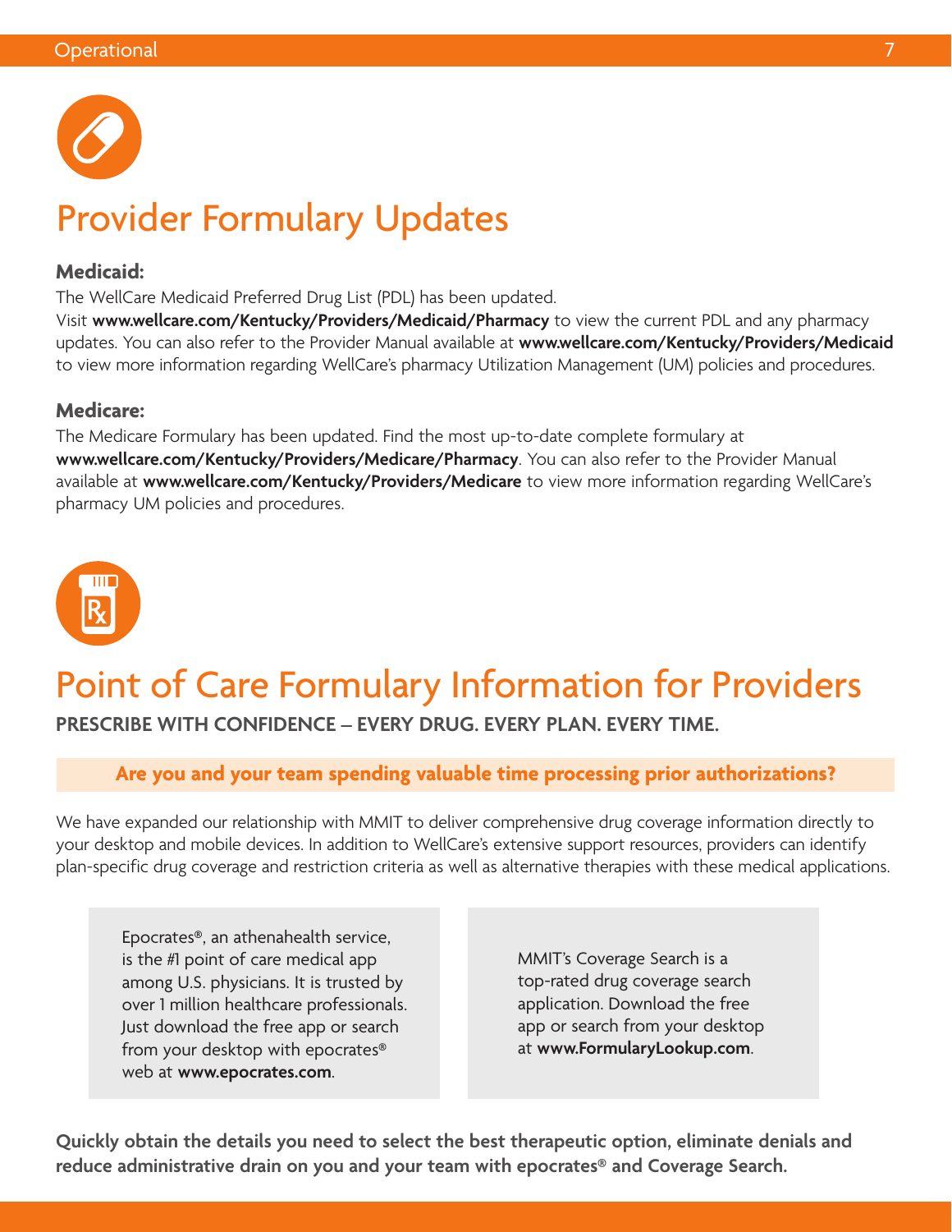# Provider Formulary Updates

**Medicaid:**

The WellCare Medicaid Preferred Drug List (PDL) has been updated.
Visit **www.wellcare.com/Kentucky/Providers/Medicaid/Pharmacy** to view the current PDL and any pharmacy updates. You can also refer to the Provider Manual available at **www.wellcare.com/Kentucky/Providers/Medicaid** to view more information regarding WellCare's pharmacy Utilization Management (UM) policies and procedures.

**Medicare:**

The Medicare Formulary has been updated. Find the most up-to-date complete formulary at **www.wellcare.com/Kentucky/Providers/Medicare/Pharmacy**. You can also refer to the Provider Manual available at **www.wellcare.com/Kentucky/Providers/Medicare** to view more information regarding WellCare's pharmacy UM policies and procedures.

# Point of Care Formulary Information for Providers

**PRESCRIBE WITH CONFIDENCE – EVERY DRUG. EVERY PLAN. EVERY TIME.**

**Are you and your team spending valuable time processing prior authorizations?**

We have expanded our relationship with MMIT to deliver comprehensive drug coverage information directly to your desktop and mobile devices. In addition to WellCare's extensive support resources, providers can identify plan-specific drug coverage and restriction criteria as well as alternative therapies with these medical applications.

Epocrates®, an athenahealth service, is the #1 point of care medical app among U.S. physicians. It is trusted by over 1 million healthcare professionals. Just download the free app or search from your desktop with epocrates® web at **www.epocrates.com**.

MMIT's Coverage Search is a top-rated drug coverage search application. Download the free app or search from your desktop at **www.FormularyLookup.com**.

**Quickly obtain the details you need to select the best therapeutic option, eliminate denials and reduce administrative drain on you and your team with epocrates® and Coverage Search.**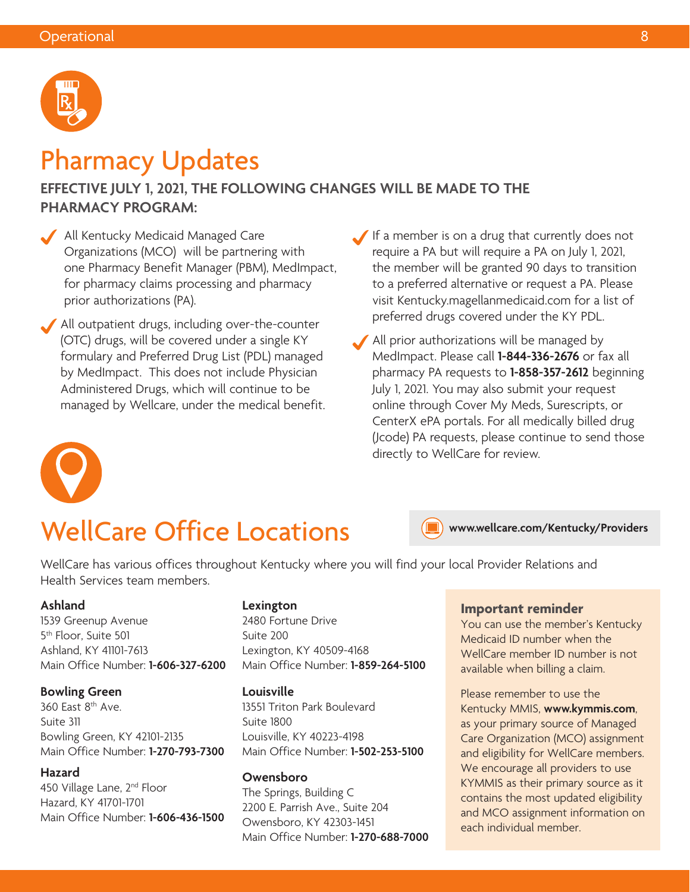# Pharmacy Updates

**EFFECTIVE JULY 1, 2021, THE FOLLOWING CHANGES WILL BE MADE TO THE PHARMACY PROGRAM:**

- All Kentucky Medicaid Managed Care Organizations (MCO) will be partnering with one Pharmacy Benefit Manager (PBM), MedImpact, for pharmacy claims processing and pharmacy prior authorizations (PA).
- All outpatient drugs, including over-the-counter (OTC) drugs, will be covered under a single KY formulary and Preferred Drug List (PDL) managed by MedImpact. This does not include Physician Administered Drugs, which will continue to be managed by Wellcare, under the medical benefit.
- If a member is on a drug that currently does not require a PA but will require a PA on July 1, 2021, the member will be granted 90 days to transition to a preferred alternative or request a PA. Please visit Kentucky.magellanmedicaid.com for a list of preferred drugs covered under the KY PDL.
- All prior authorizations will be managed by MedImpact. Please call **1-844-336-2676** or fax all pharmacy PA requests to **1-858-357-2612** beginning July 1, 2021. You may also submit your request online through Cover My Meds, Surescripts, or CenterX ePA portals. For all medically billed drug (Jcode) PA requests, please continue to send those directly to WellCare for review.

# WellCare Office Locations

**www.wellcare.com/Kentucky/Providers**

WellCare has various offices throughout Kentucky where you will find your local Provider Relations and Health Services team members.

**Ashland**
1539 Greenup Avenue
5th Floor, Suite 501
Ashland, KY 41101-7613
Main Office Number: **1-606-327-6200**

**Bowling Green**
360 East 8th Ave.
Suite 311
Bowling Green, KY 42101-2135
Main Office Number: **1-270-793-7300**

**Hazard**
450 Village Lane, 2nd Floor
Hazard, KY 41701-1701
Main Office Number: **1-606-436-1500**

**Lexington**
2480 Fortune Drive
Suite 200
Lexington, KY 40509-4168
Main Office Number: **1-859-264-5100**

**Louisville**
13551 Triton Park Boulevard
Suite 1800
Louisville, KY 40223-4198
Main Office Number: **1-502-253-5100**

**Owensboro**
The Springs, Building C
2200 E. Parrish Ave., Suite 204
Owensboro, KY 42303-1451
Main Office Number: **1-270-688-7000**

**Important reminder**

You can use the member's Kentucky Medicaid ID number when the WellCare member ID number is not available when billing a claim.

Please remember to use the Kentucky MMIS, **www.kymmis.com**, as your primary source of Managed Care Organization (MCO) assignment and eligibility for WellCare members. We encourage all providers to use KYMMIS as their primary source as it contains the most updated eligibility and MCO assignment information on each individual member.